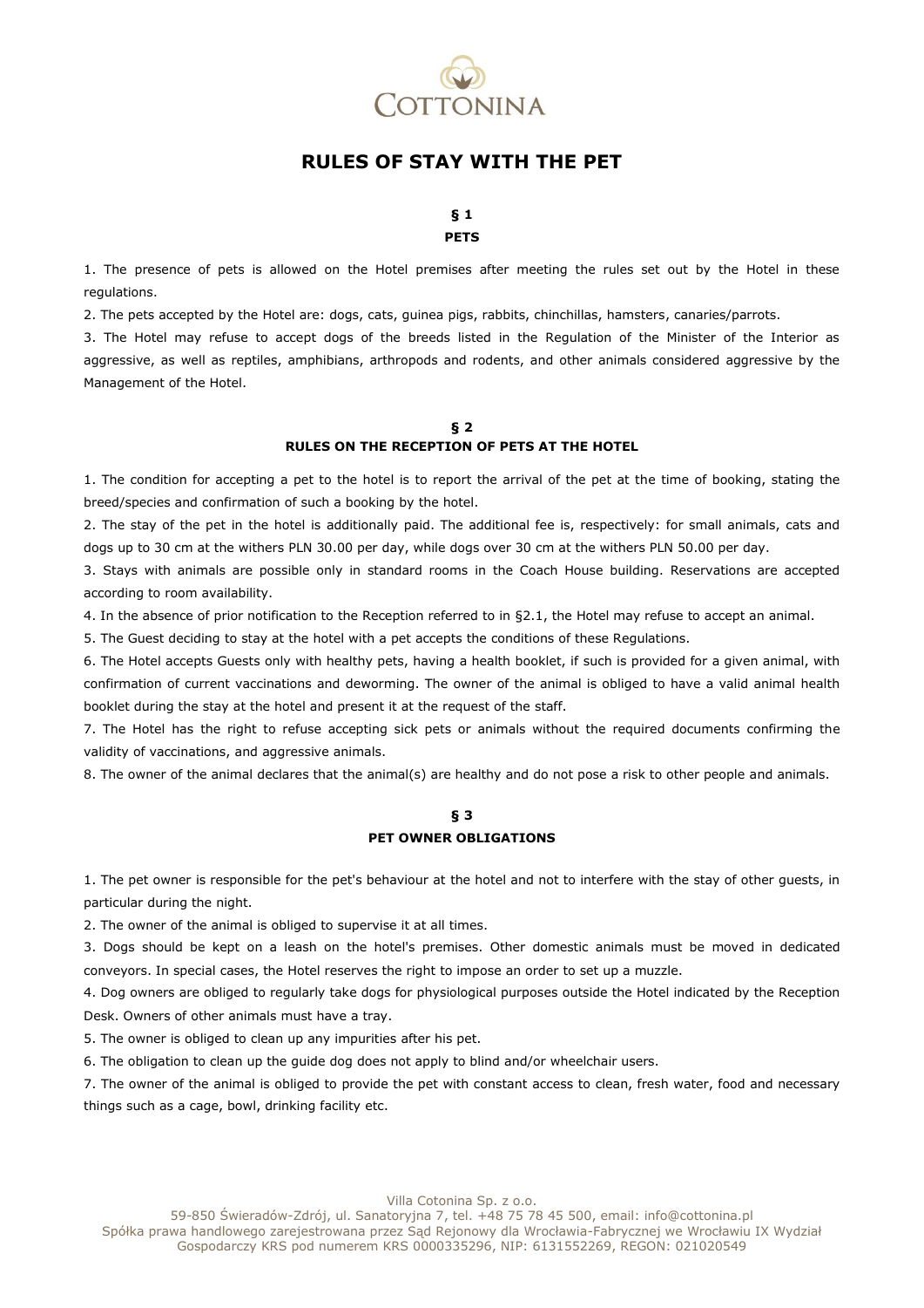# RULES OF STAY WITH THE PET

## § 1
## PETS

1. The presence of pets is allowed on the Hotel premises after meeting the rules set out by the Hotel in these regulations.
2. The pets accepted by the Hotel are: dogs, cats, guinea pigs, rabbits, chinchillas, hamsters, canaries/parrots.
3. The Hotel may refuse to accept dogs of the breeds listed in the Regulation of the Minister of the Interior as aggressive, as well as reptiles, amphibians, arthropods and rodents, and other animals considered aggressive by the Management of the Hotel.

## § 2
## RULES ON THE RECEPTION OF PETS AT THE HOTEL

1. The condition for accepting a pet to the hotel is to report the arrival of the pet at the time of booking, stating the breed/species and confirmation of such a booking by the hotel.
2. The stay of the pet in the hotel is additionally paid. The additional fee is, respectively: for small animals, cats and dogs up to 30 cm at the withers PLN 30.00 per day, while dogs over 30 cm at the withers PLN 50.00 per day.
3. Stays with animals are possible only in standard rooms in the Coach House building. Reservations are accepted according to room availability.
4. In the absence of prior notification to the Reception referred to in §2.1, the Hotel may refuse to accept an animal.
5. The Guest deciding to stay at the hotel with a pet accepts the conditions of these Regulations.
6. The Hotel accepts Guests only with healthy pets, having a health booklet, if such is provided for a given animal, with confirmation of current vaccinations and deworming. The owner of the animal is obliged to have a valid animal health booklet during the stay at the hotel and present it at the request of the staff.
7. The Hotel has the right to refuse accepting sick pets or animals without the required documents confirming the validity of vaccinations, and aggressive animals.
8. The owner of the animal declares that the animal(s) are healthy and do not pose a risk to other people and animals.

## § 3
## PET OWNER OBLIGATIONS

1. The pet owner is responsible for the pet's behaviour at the hotel and not to interfere with the stay of other guests, in particular during the night.
2. The owner of the animal is obliged to supervise it at all times.
3. Dogs should be kept on a leash on the hotel's premises. Other domestic animals must be moved in dedicated conveyors. In special cases, the Hotel reserves the right to impose an order to set up a muzzle.
4. Dog owners are obliged to regularly take dogs for physiological purposes outside the Hotel indicated by the Reception Desk. Owners of other animals must have a tray.
5. The owner is obliged to clean up any impurities after his pet.
6. The obligation to clean up the guide dog does not apply to blind and/or wheelchair users.
7. The owner of the animal is obliged to provide the pet with constant access to clean, fresh water, food and necessary things such as a cage, bowl, drinking facility etc.

Villa Cotonina Sp. z o.o.
59-850 Świeradów-Zdrój, ul. Sanatoryjna 7, tel. +48 75 78 45 500, email: info@cottonina.pl
Spółka prawa handlowego zarejestrowana przez Sąd Rejonowy dla Wrocławia-Fabrycznej we Wrocławiu IX Wydział Gospodarczy KRS pod numerem KRS 0000335296, NIP: 6131552269, REGON: 021020549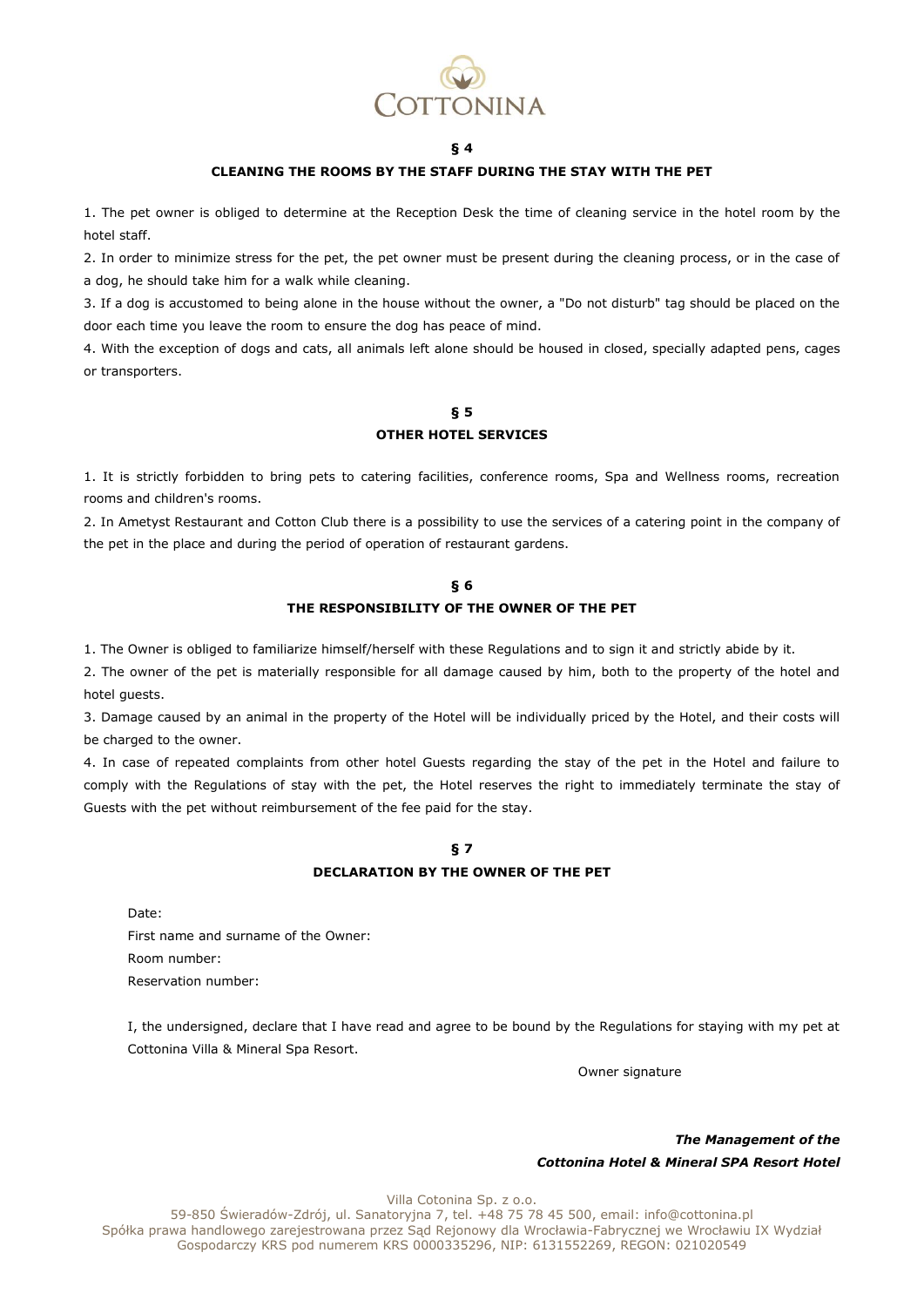## § 4

### CLEANING THE ROOMS BY THE STAFF DURING THE STAY WITH THE PET

1. The pet owner is obliged to determine at the Reception Desk the time of cleaning service in the hotel room by the hotel staff.
2. In order to minimize stress for the pet, the pet owner must be present during the cleaning process, or in the case of a dog, he should take him for a walk while cleaning.
3. If a dog is accustomed to being alone in the house without the owner, a "Do not disturb" tag should be placed on the door each time you leave the room to ensure the dog has peace of mind.
4. With the exception of dogs and cats, all animals left alone should be housed in closed, specially adapted pens, cages or transporters.

## § 5

### OTHER HOTEL SERVICES

1. It is strictly forbidden to bring pets to catering facilities, conference rooms, Spa and Wellness rooms, recreation rooms and children's rooms.
2. In Ametyst Restaurant and Cotton Club there is a possibility to use the services of a catering point in the company of the pet in the place and during the period of operation of restaurant gardens.

## § 6

### THE RESPONSIBILITY OF THE OWNER OF THE PET

1. The Owner is obliged to familiarize himself/herself with these Regulations and to sign it and strictly abide by it.
2. The owner of the pet is materially responsible for all damage caused by him, both to the property of the hotel and hotel guests.
3. Damage caused by an animal in the property of the Hotel will be individually priced by the Hotel, and their costs will be charged to the owner.
4. In case of repeated complaints from other hotel Guests regarding the stay of the pet in the Hotel and failure to comply with the Regulations of stay with the pet, the Hotel reserves the right to immediately terminate the stay of Guests with the pet without reimbursement of the fee paid for the stay.

## § 7

### DECLARATION BY THE OWNER OF THE PET

Date:
First name and surname of the Owner:
Room number:
Reservation number:

I, the undersigned, declare that I have read and agree to be bound by the Regulations for staying with my pet at Cottonina Villa & Mineral Spa Resort.

Owner signature

***The Management of the***
***Cottonina Hotel & Mineral SPA Resort Hotel***

Villa Cotonina Sp. z o.o.
59-850 Świeradów-Zdrój, ul. Sanatoryjna 7, tel. +48 75 78 45 500, email: info@cottonina.pl
Spółka prawa handlowego zarejestrowana przez Sąd Rejonowy dla Wrocławia-Fabrycznej we Wrocławiu IX Wydział Gospodarczy KRS pod numerem KRS 0000335296, NIP: 6131552269, REGON: 021020549